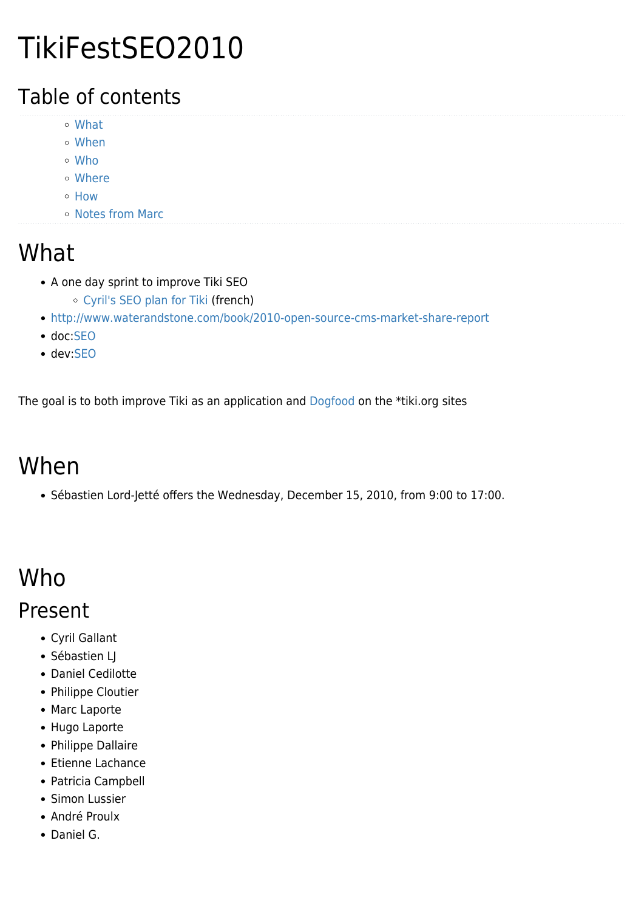# TikiFestSEO2010

## Table of contents

- What
- When
- Who
- Where
- How
- Notes from Marc

# What

- A one day sprint to improve Tiki SEO
  - Cyril's SEO plan for Tiki (french)
- http://www.waterandstone.com/book/2010-open-source-cms-market-share-report
- doc:SEO
- dev:SEO

The goal is to both improve Tiki as an application and Dogfood on the *tiki.org sites

# When

- Sébastien Lord-Jetté offers the Wednesday, December 15, 2010, from 9:00 to 17:00.

# Who

## Present

- Cyril Gallant
- Sébastien LJ
- Daniel Cedilotte
- Philippe Cloutier
- Marc Laporte
- Hugo Laporte
- Philippe Dallaire
- Etienne Lachance
- Patricia Campbell
- Simon Lussier
- André Proulx
- Daniel G.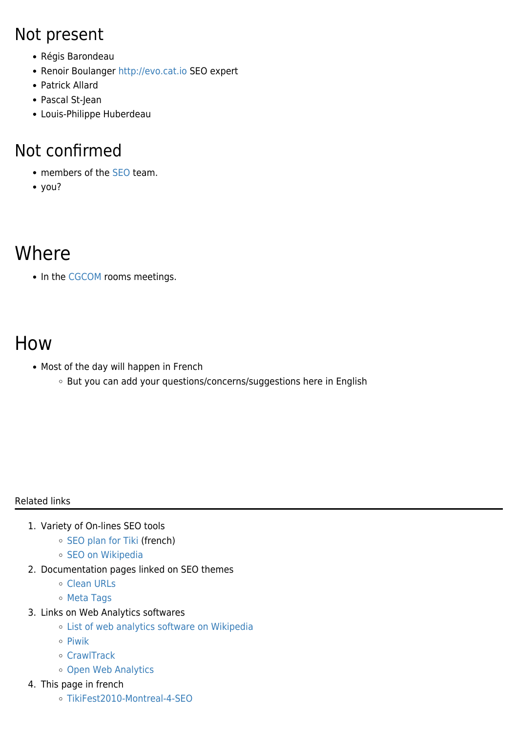## Not present

- Régis Barondeau
- Renoir Boulanger http://evo.cat.io SEO expert
- Patrick Allard
- Pascal St-Jean
- Louis-Philippe Huberdeau

## Not confirmed

- members of the SEO team.
- you?

## Where

- In the CGCOM rooms meetings.

## How

- Most of the day will happen in French
  - But you can add your questions/concerns/suggestions here in English

Related links

---

1. Variety of On-lines SEO tools
   - SEO plan for Tiki (french)
   - SEO on Wikipedia
2. Documentation pages linked on SEO themes
   - Clean URLs
   - Meta Tags
3. Links on Web Analytics softwares
   - List of web analytics software on Wikipedia
   - Piwik
   - CrawlTrack
   - Open Web Analytics
4. This page in french
   - TikiFest2010-Montreal-4-SEO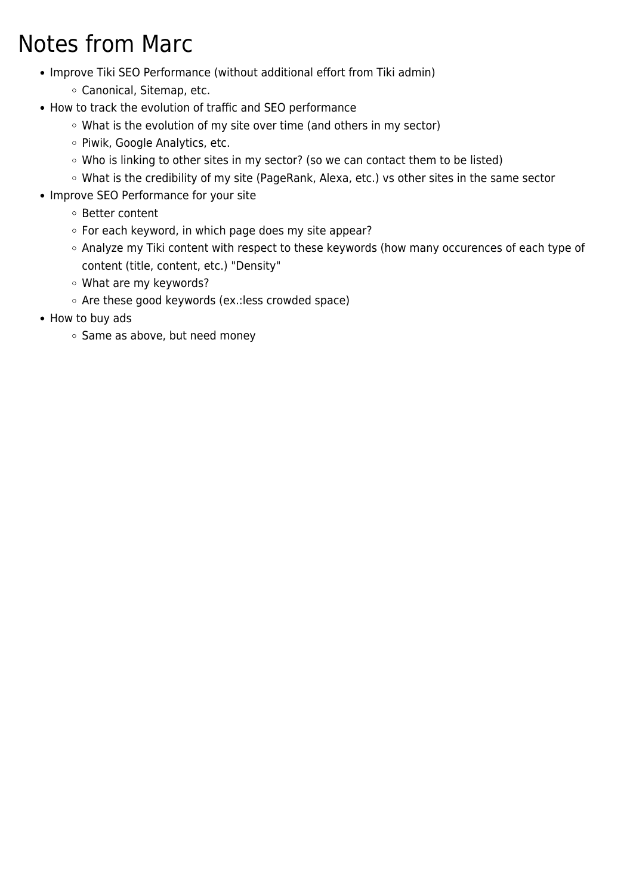# Notes from Marc

- Improve Tiki SEO Performance (without additional effort from Tiki admin)
  - Canonical, Sitemap, etc.
- How to track the evolution of traffic and SEO performance
  - What is the evolution of my site over time (and others in my sector)
  - Piwik, Google Analytics, etc.
  - Who is linking to other sites in my sector? (so we can contact them to be listed)
  - What is the credibility of my site (PageRank, Alexa, etc.) vs other sites in the same sector
- Improve SEO Performance for your site
  - Better content
  - For each keyword, in which page does my site appear?
  - Analyze my Tiki content with respect to these keywords (how many occurences of each type of content (title, content, etc.) "Density"
  - What are my keywords?
  - Are these good keywords (ex.:less crowded space)
- How to buy ads
  - Same as above, but need money